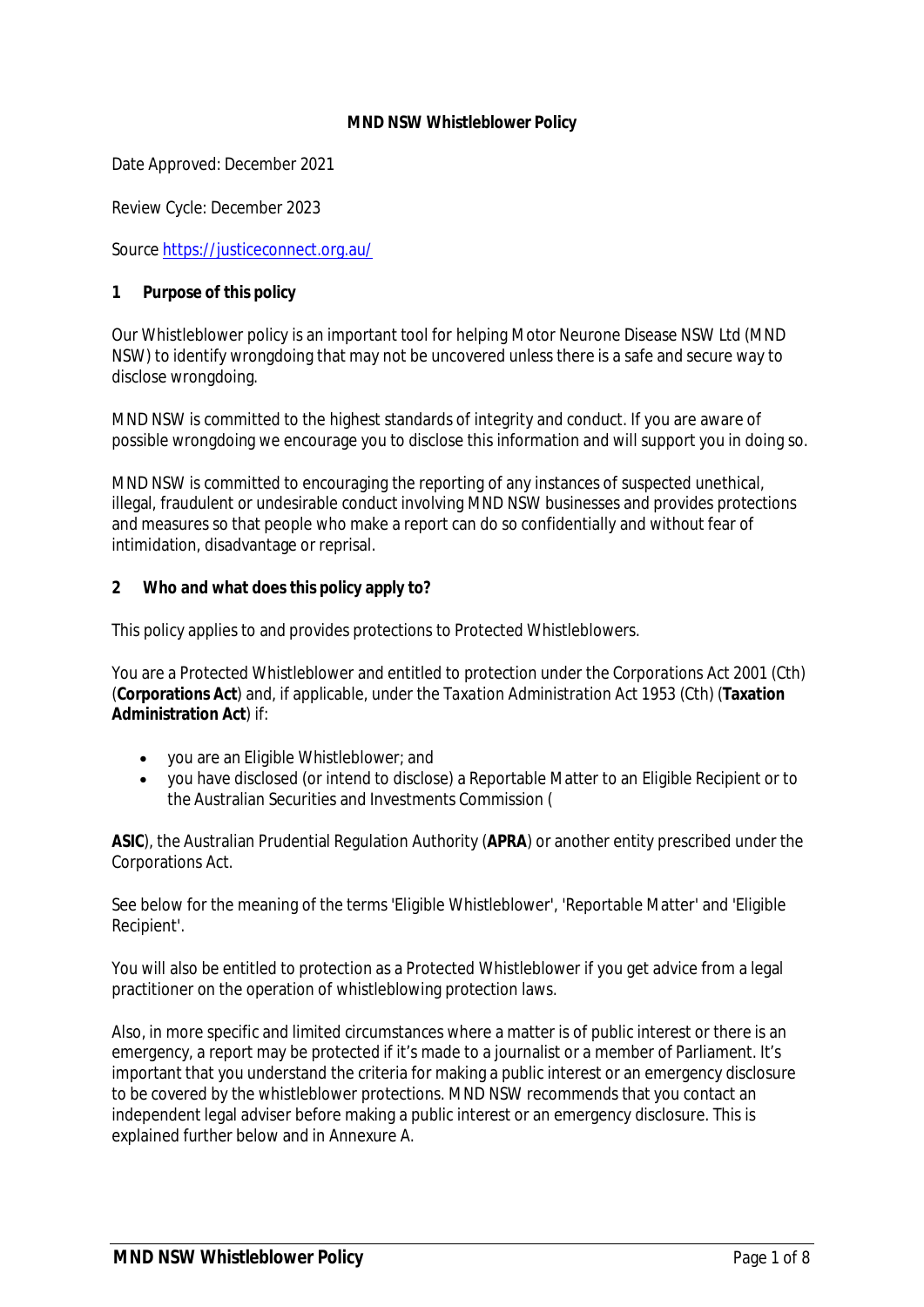**MND NSW Whistleblower Policy**

Date Approved: December 2021

Review Cycle: December 2023

Source https://justiceconnect.org.au/

## 1 Purpose of this policy

Our Whistleblower policy is an important tool for helping Motor Neurone Disease NSW Ltd (MND NSW) to identify wrongdoing that may not be uncovered unless there is a safe and secure way to disclose wrongdoing.

MND NSW is committed to the highest standards of integrity and conduct. If you are aware of possible wrongdoing we encourage you to disclose this information and will support you in doing so.

MND NSW is committed to encouraging the reporting of any instances of suspected unethical, illegal, fraudulent or undesirable conduct involving MND NSW businesses and provides protections and measures so that people who make a report can do so confidentially and without fear of intimidation, disadvantage or reprisal.

## 2 Who and what does this policy apply to?

This policy applies to and provides protections to Protected Whistleblowers.

You are a Protected Whistleblower and entitled to protection under the *Corporations Act 2001* (Cth) (**Corporations Act**) and, if applicable, under the *Taxation Administration Act 1953* (Cth) (**Taxation Administration Act**) if:

- you are an Eligible Whistleblower; and
- you have disclosed (or intend to disclose) a Reportable Matter to an Eligible Recipient or to the Australian Securities and Investments Commission (**ASIC**), the Australian Prudential Regulation Authority (**APRA**) or another entity prescribed under the Corporations Act.

See below for the meaning of the terms 'Eligible Whistleblower', 'Reportable Matter' and 'Eligible Recipient'.

You will also be entitled to protection as a Protected Whistleblower if you get advice from a legal practitioner on the operation of whistleblowing protection laws.

Also, in more specific and limited circumstances where a matter is of public interest or there is an emergency, a report may be protected if it's made to a journalist or a member of Parliament. It's important that you understand the criteria for making a public interest or an emergency disclosure to be covered by the whistleblower protections. MND NSW recommends that you contact an independent legal adviser before making a public interest or an emergency disclosure. This is explained further below and in Annexure A.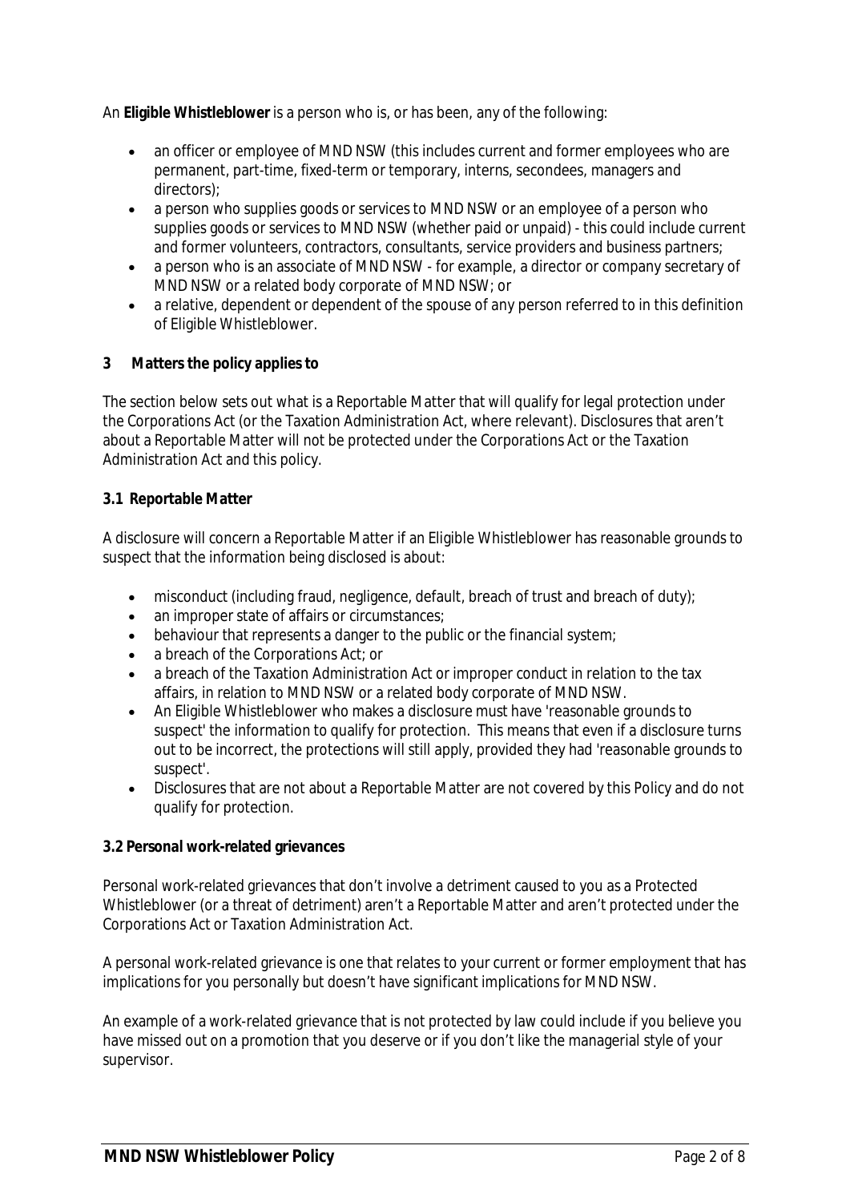An **Eligible Whistleblower** is a person who is, or has been, any of the following:

- an officer or employee of MND NSW (this includes current and former employees who are permanent, part-time, fixed-term or temporary, interns, secondees, managers and directors);
- a person who supplies goods or services to MND NSW or an employee of a person who supplies goods or services to MND NSW (whether paid or unpaid) - this could include current and former volunteers, contractors, consultants, service providers and business partners;
- a person who is an associate of MND NSW - for example, a director or company secretary of MND NSW or a related body corporate of MND NSW; or
- a relative, dependent or dependent of the spouse of any person referred to in this definition of Eligible Whistleblower.

## 3 Matters the policy applies to

The section below sets out what is a Reportable Matter that will qualify for legal protection under the Corporations Act (or the Taxation Administration Act, where relevant). Disclosures that aren't about a Reportable Matter will not be protected under the Corporations Act or the Taxation Administration Act and this policy.

### 3.1 Reportable Matter

A disclosure will concern a Reportable Matter if an Eligible Whistleblower has reasonable grounds to suspect that the information being disclosed is about:

- misconduct (including fraud, negligence, default, breach of trust and breach of duty);
- an improper state of affairs or circumstances;
- behaviour that represents a danger to the public or the financial system;
- a breach of the Corporations Act; or
- a breach of the Taxation Administration Act or improper conduct in relation to the tax affairs, in relation to MND NSW or a related body corporate of MND NSW.
- An Eligible Whistleblower who makes a disclosure must have 'reasonable grounds to suspect' the information to qualify for protection. This means that even if a disclosure turns out to be incorrect, the protections will still apply, provided they had 'reasonable grounds to suspect'.
- Disclosures that are not about a Reportable Matter are not covered by this Policy and do not qualify for protection.

### 3.2 Personal work-related grievances

Personal work-related grievances that don't involve a detriment caused to you as a Protected Whistleblower (or a threat of detriment) aren't a Reportable Matter and aren't protected under the Corporations Act or Taxation Administration Act.

A personal work-related grievance is one that relates to your current or former employment that has implications for you personally but doesn't have significant implications for MND NSW.

An example of a work-related grievance that is not protected by law could include if you believe you have missed out on a promotion that you deserve or if you don't like the managerial style of your supervisor.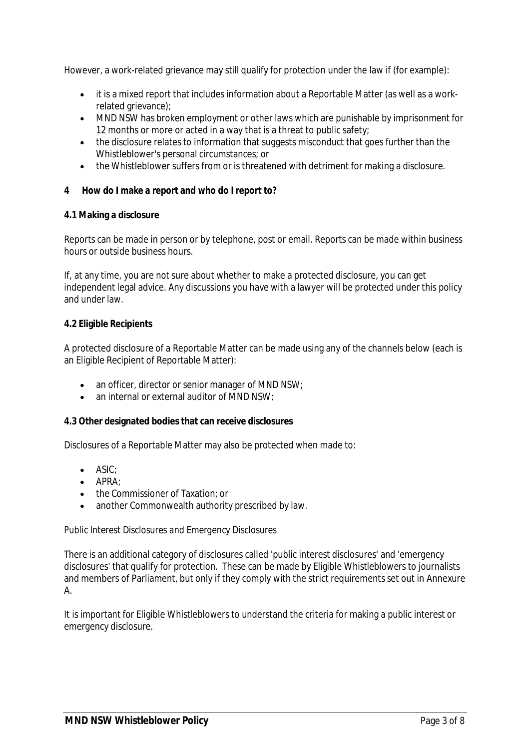However, a work-related grievance may still qualify for protection under the law if (for example):

- it is a mixed report that includes information about a Reportable Matter (as well as a work-related grievance);
- MND NSW has broken employment or other laws which are punishable by imprisonment for 12 months or more or acted in a way that is a threat to public safety;
- the disclosure relates to information that suggests misconduct that goes further than the Whistleblower's personal circumstances; or
- the Whistleblower suffers from or is threatened with detriment for making a disclosure.

## 4 How do I make a report and who do I report to?

### 4.1 Making a disclosure

Reports can be made in person or by telephone, post or email. Reports can be made within business hours or outside business hours.

If, at any time, you are not sure about whether to make a protected disclosure, you can get independent legal advice. Any discussions you have with a lawyer will be protected under this policy and under law.

### 4.2 Eligible Recipients

A protected disclosure of a Reportable Matter can be made using any of the channels below (each is an Eligible Recipient of Reportable Matter):

- an officer, director or senior manager of MND NSW;
- an internal or external auditor of MND NSW;

### 4.3 Other designated bodies that can receive disclosures

Disclosures of a Reportable Matter may also be protected when made to:

- ASIC;
- APRA;
- the Commissioner of Taxation; or
- another Commonwealth authority prescribed by law.

*Public Interest Disclosures and Emergency Disclosures*

There is an additional category of disclosures called 'public interest disclosures' and 'emergency disclosures' that qualify for protection. These can be made by Eligible Whistleblowers to journalists and members of Parliament, but only if they comply with the strict requirements set out in Annexure A.

It is important for Eligible Whistleblowers to understand the criteria for making a public interest or emergency disclosure.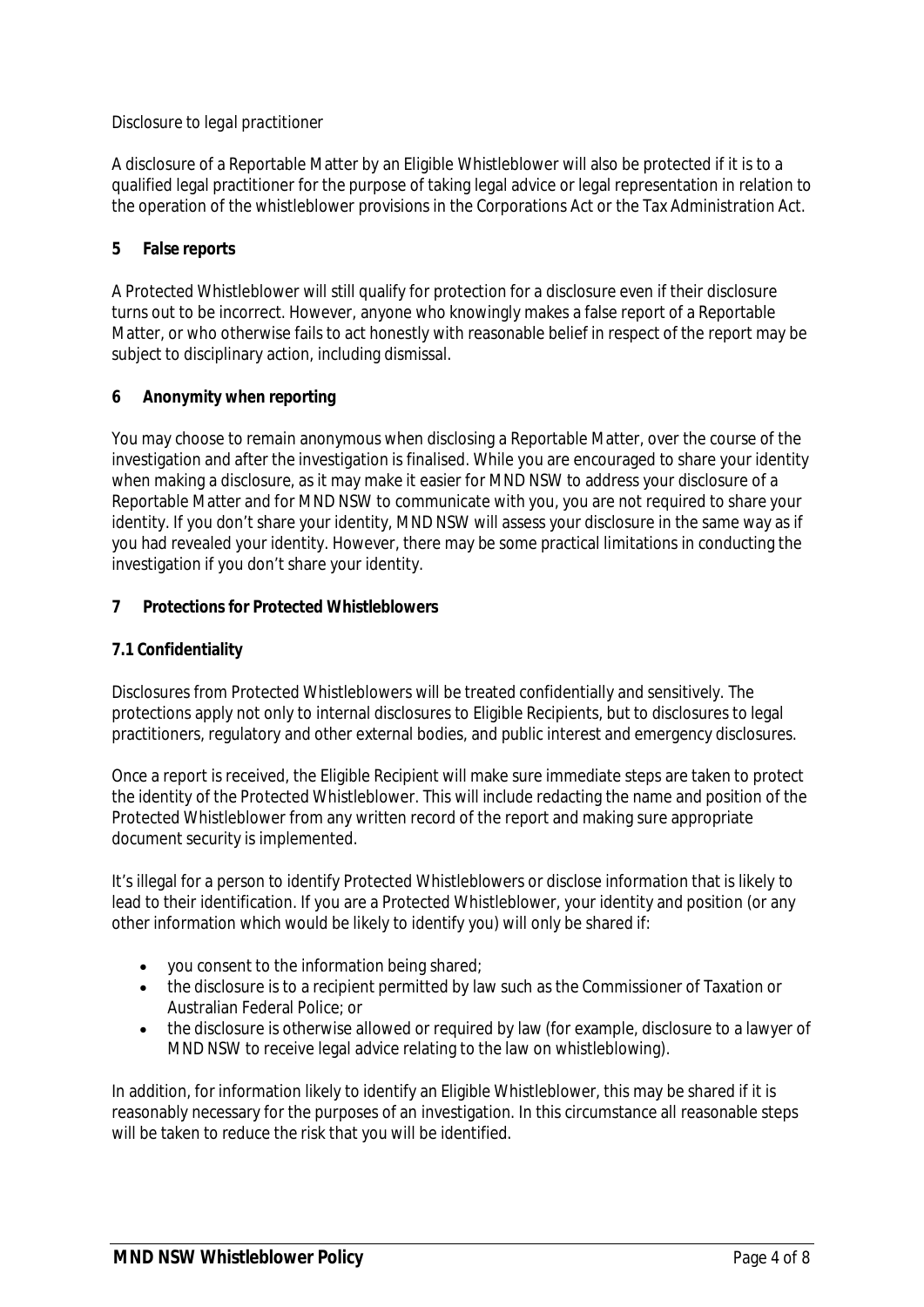*Disclosure to legal practitioner*

A disclosure of a Reportable Matter by an Eligible Whistleblower will also be protected if it is to a qualified legal practitioner for the purpose of taking legal advice or legal representation in relation to the operation of the whistleblower provisions in the Corporations Act or the Tax Administration Act.

## 5 False reports

A Protected Whistleblower will still qualify for protection for a disclosure even if their disclosure turns out to be incorrect. However, anyone who knowingly makes a false report of a Reportable Matter, or who otherwise fails to act honestly with reasonable belief in respect of the report may be subject to disciplinary action, including dismissal.

## 6 Anonymity when reporting

You may choose to remain anonymous when disclosing a Reportable Matter, over the course of the investigation and after the investigation is finalised. While you are encouraged to share your identity when making a disclosure, as it may make it easier for MND NSW to address your disclosure of a Reportable Matter and for MND NSW to communicate with you, you are not required to share your identity. If you don't share your identity, MND NSW will assess your disclosure in the same way as if you had revealed your identity. However, there may be some practical limitations in conducting the investigation if you don't share your identity.

## 7 Protections for Protected Whistleblowers

### 7.1 Confidentiality

Disclosures from Protected Whistleblowers will be treated confidentially and sensitively. The protections apply not only to internal disclosures to Eligible Recipients, but to disclosures to legal practitioners, regulatory and other external bodies, and public interest and emergency disclosures.

Once a report is received, the Eligible Recipient will make sure immediate steps are taken to protect the identity of the Protected Whistleblower. This will include redacting the name and position of the Protected Whistleblower from any written record of the report and making sure appropriate document security is implemented.

It's illegal for a person to identify Protected Whistleblowers or disclose information that is likely to lead to their identification. If you are a Protected Whistleblower, your identity and position (or any other information which would be likely to identify you) will only be shared if:

- you consent to the information being shared;
- the disclosure is to a recipient permitted by law such as the Commissioner of Taxation or Australian Federal Police; or
- the disclosure is otherwise allowed or required by law (for example, disclosure to a lawyer of MND NSW to receive legal advice relating to the law on whistleblowing).

In addition, for information likely to identify an Eligible Whistleblower, this may be shared if it is reasonably necessary for the purposes of an investigation. In this circumstance all reasonable steps will be taken to reduce the risk that you will be identified.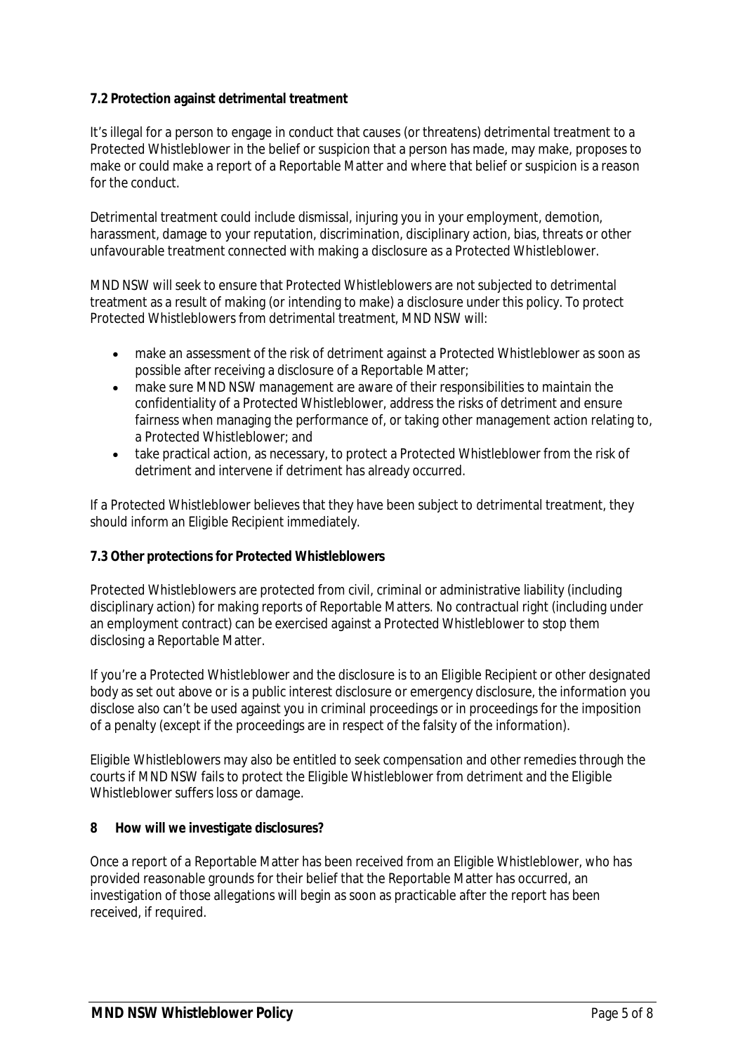**7.2 Protection against detrimental treatment**

It's illegal for a person to engage in conduct that causes (or threatens) detrimental treatment to a Protected Whistleblower in the belief or suspicion that a person has made, may make, proposes to make or could make a report of a Reportable Matter and where that belief or suspicion is a reason for the conduct.

Detrimental treatment could include dismissal, injuring you in your employment, demotion, harassment, damage to your reputation, discrimination, disciplinary action, bias, threats or other unfavourable treatment connected with making a disclosure as a Protected Whistleblower.

MND NSW will seek to ensure that Protected Whistleblowers are not subjected to detrimental treatment as a result of making (or intending to make) a disclosure under this policy. To protect Protected Whistleblowers from detrimental treatment, MND NSW will:

- make an assessment of the risk of detriment against a Protected Whistleblower as soon as possible after receiving a disclosure of a Reportable Matter;
- make sure MND NSW management are aware of their responsibilities to maintain the confidentiality of a Protected Whistleblower, address the risks of detriment and ensure fairness when managing the performance of, or taking other management action relating to, a Protected Whistleblower; and
- take practical action, as necessary, to protect a Protected Whistleblower from the risk of detriment and intervene if detriment has already occurred.

If a Protected Whistleblower believes that they have been subject to detrimental treatment, they should inform an Eligible Recipient immediately.

**7.3 Other protections for Protected Whistleblowers**

Protected Whistleblowers are protected from civil, criminal or administrative liability (including disciplinary action) for making reports of Reportable Matters. No contractual right (including under an employment contract) can be exercised against a Protected Whistleblower to stop them disclosing a Reportable Matter.

If you're a Protected Whistleblower and the disclosure is to an Eligible Recipient or other designated body as set out above or is a public interest disclosure or emergency disclosure, the information you disclose also can't be used against you in criminal proceedings or in proceedings for the imposition of a penalty (except if the proceedings are in respect of the falsity of the information).

Eligible Whistleblowers may also be entitled to seek compensation and other remedies through the courts if MND NSW fails to protect the Eligible Whistleblower from detriment and the Eligible Whistleblower suffers loss or damage.

**8 How will we investigate disclosures?**

Once a report of a Reportable Matter has been received from an Eligible Whistleblower, who has provided reasonable grounds for their belief that the Reportable Matter has occurred, an investigation of those allegations will begin as soon as practicable after the report has been received, if required.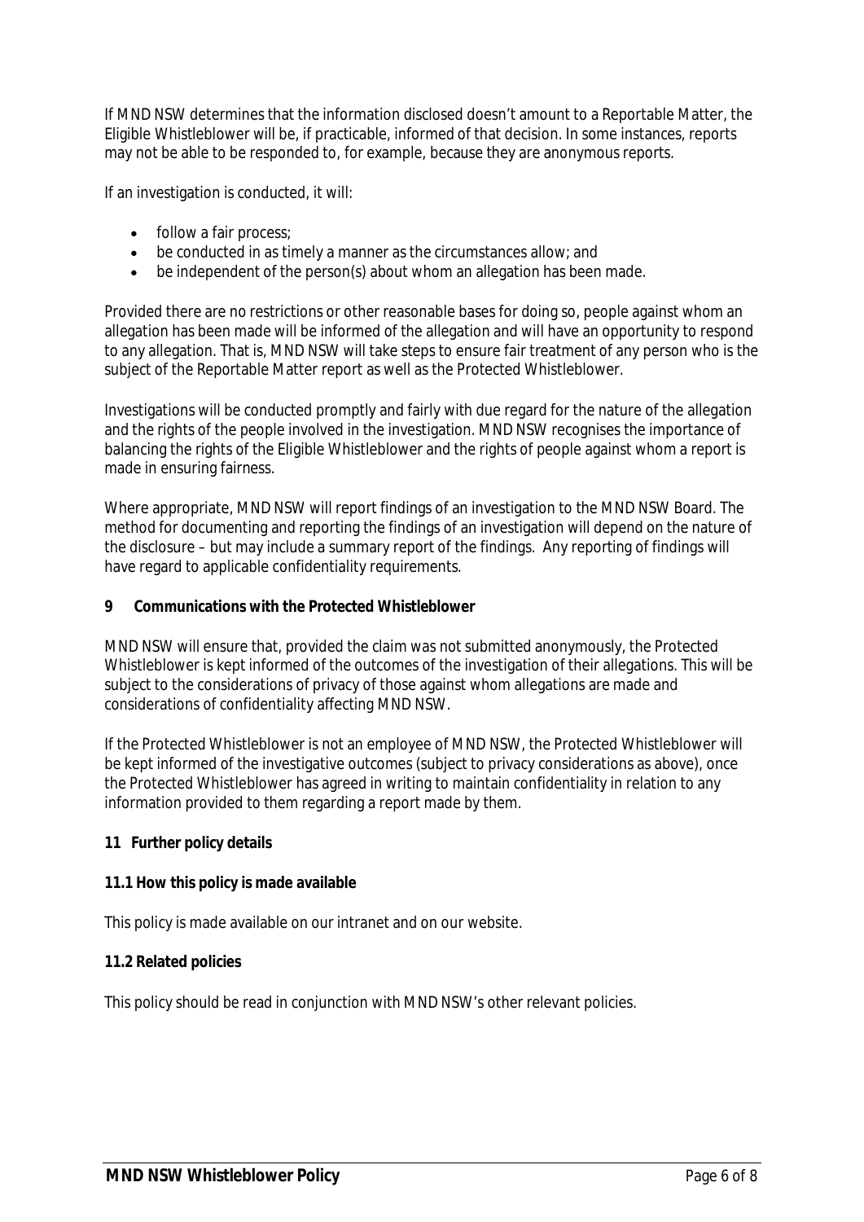If MND NSW determines that the information disclosed doesn't amount to a Reportable Matter, the Eligible Whistleblower will be, if practicable, informed of that decision. In some instances, reports may not be able to be responded to, for example, because they are anonymous reports.

If an investigation is conducted, it will:

- follow a fair process;
- be conducted in as timely a manner as the circumstances allow; and
- be independent of the person(s) about whom an allegation has been made.

Provided there are no restrictions or other reasonable bases for doing so, people against whom an allegation has been made will be informed of the allegation and will have an opportunity to respond to any allegation. That is, MND NSW will take steps to ensure fair treatment of any person who is the subject of the Reportable Matter report as well as the Protected Whistleblower.

Investigations will be conducted promptly and fairly with due regard for the nature of the allegation and the rights of the people involved in the investigation. MND NSW recognises the importance of balancing the rights of the Eligible Whistleblower and the rights of people against whom a report is made in ensuring fairness.

Where appropriate, MND NSW will report findings of an investigation to the MND NSW Board. The method for documenting and reporting the findings of an investigation will depend on the nature of the disclosure – but may include a summary report of the findings. Any reporting of findings will have regard to applicable confidentiality requirements.

## 9 Communications with the Protected Whistleblower

MND NSW will ensure that, provided the claim was not submitted anonymously, the Protected Whistleblower is kept informed of the outcomes of the investigation of their allegations. This will be subject to the considerations of privacy of those against whom allegations are made and considerations of confidentiality affecting MND NSW.

If the Protected Whistleblower is not an employee of MND NSW, the Protected Whistleblower will be kept informed of the investigative outcomes (subject to privacy considerations as above), once the Protected Whistleblower has agreed in writing to maintain confidentiality in relation to any information provided to them regarding a report made by them.

## 11 Further policy details

### 11.1 How this policy is made available

This policy is made available on our intranet and on our website.

### 11.2 Related policies

This policy should be read in conjunction with MND NSW's other relevant policies.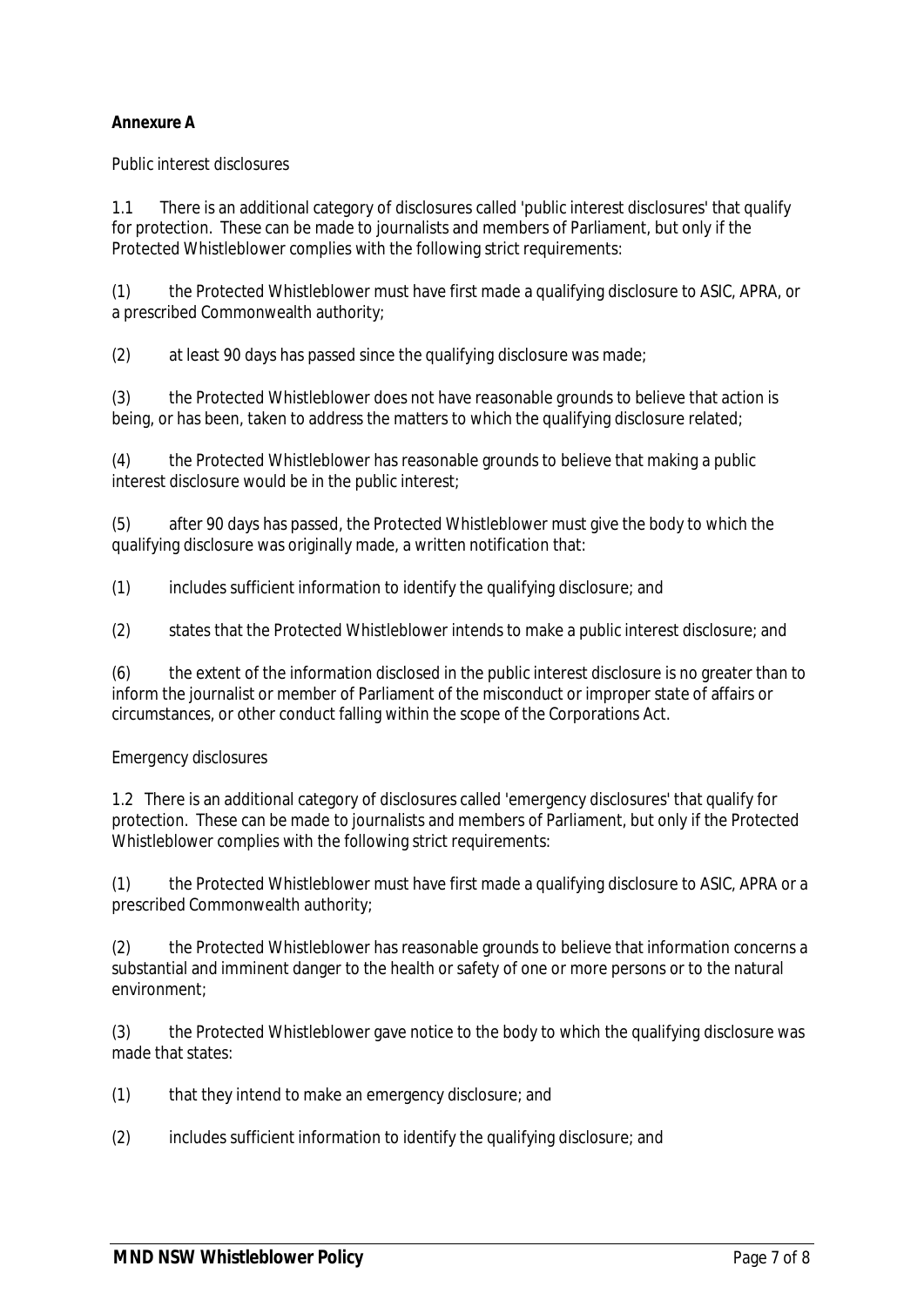**Annexure A**

Public interest disclosures

1.1 There is an additional category of disclosures called 'public interest disclosures' that qualify for protection. These can be made to journalists and members of Parliament, but only if the Protected Whistleblower complies with the following strict requirements:

(1) the Protected Whistleblower must have first made a qualifying disclosure to ASIC, APRA, or a prescribed Commonwealth authority;

(2) at least 90 days has passed since the qualifying disclosure was made;

(3) the Protected Whistleblower does not have reasonable grounds to believe that action is being, or has been, taken to address the matters to which the qualifying disclosure related;

(4) the Protected Whistleblower has reasonable grounds to believe that making a public interest disclosure would be in the public interest;

(5) after 90 days has passed, the Protected Whistleblower must give the body to which the qualifying disclosure was originally made, a written notification that:

(1) includes sufficient information to identify the qualifying disclosure; and

(2) states that the Protected Whistleblower intends to make a public interest disclosure; and

(6) the extent of the information disclosed in the public interest disclosure is no greater than to inform the journalist or member of Parliament of the misconduct or improper state of affairs or circumstances, or other conduct falling within the scope of the Corporations Act.

Emergency disclosures

1.2 There is an additional category of disclosures called 'emergency disclosures' that qualify for protection. These can be made to journalists and members of Parliament, but only if the Protected Whistleblower complies with the following strict requirements:

(1) the Protected Whistleblower must have first made a qualifying disclosure to ASIC, APRA or a prescribed Commonwealth authority;

(2) the Protected Whistleblower has reasonable grounds to believe that information concerns a substantial and imminent danger to the health or safety of one or more persons or to the natural environment;

(3) the Protected Whistleblower gave notice to the body to which the qualifying disclosure was made that states:

(1) that they intend to make an emergency disclosure; and

(2) includes sufficient information to identify the qualifying disclosure; and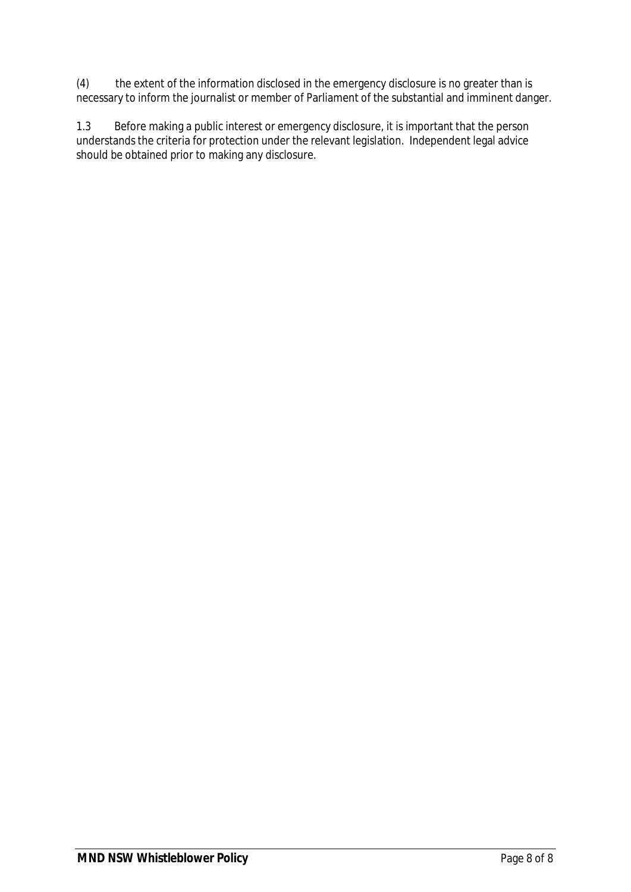(4) the extent of the information disclosed in the emergency disclosure is no greater than is necessary to inform the journalist or member of Parliament of the substantial and imminent danger.

1.3 Before making a public interest or emergency disclosure, it is important that the person understands the criteria for protection under the relevant legislation. Independent legal advice should be obtained prior to making any disclosure.